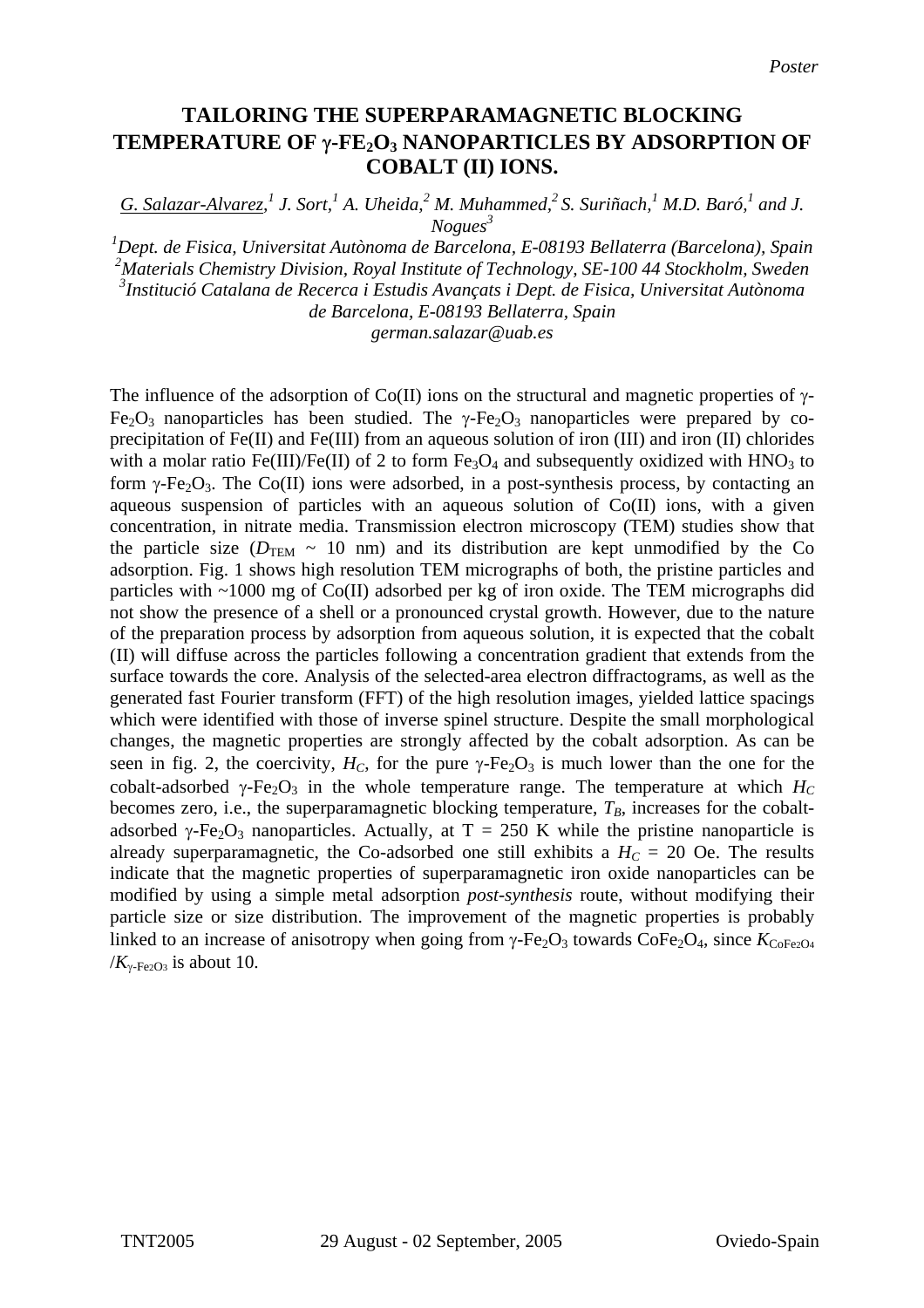Poster

# TAILORING THE SUPERPARAMAGNETIC BLOCKING TEMPERATURE OF $\gamma$-$FE_2O_3$ NANOPARTICLES BY ADSORPTION OF COBALT (II) IONS.

G. Salazar-Alvarez,[1] J. Sort,[1] A. Uheida,[2] M. Muhammed,[2] S. Suriñach,[1] M.D. Baró,[1] and J. Nogues[3]

[1]Dept. de Fisica, Universitat Autònoma de Barcelona, E-08193 Bellaterra (Barcelona), Spain
[2]Materials Chemistry Division, Royal Institute of Technology, SE-100 44 Stockholm, Sweden
[3]Institució Catalana de Recerca i Estudis Avançats i Dept. de Fisica, Universitat Autònoma de Barcelona, E-08193 Bellaterra, Spain
german.salazar@uab.es

The influence of the adsorption of Co(II) ions on the structural and magnetic properties of $\gamma$-$Fe_2O_3$ nanoparticles has been studied. The $\gamma$-$Fe_2O_3$ nanoparticles were prepared by co-precipitation of Fe(II) and Fe(III) from an aqueous solution of iron (III) and iron (II) chlorides with a molar ratio Fe(III)/Fe(II) of 2 to form $Fe_3O_4$ and subsequently oxidized with $HNO_3$ to form $\gamma$-$Fe_2O_3$. The Co(II) ions were adsorbed, in a post-synthesis process, by contacting an aqueous suspension of particles with an aqueous solution of Co(II) ions, with a given concentration, in nitrate media. Transmission electron microscopy (TEM) studies show that the particle size ($D_{TEM}$ ~ 10 nm) and its distribution are kept unmodified by the Co adsorption. Fig. 1 shows high resolution TEM micrographs of both, the pristine particles and particles with ~1000 mg of Co(II) adsorbed per kg of iron oxide. The TEM micrographs did not show the presence of a shell or a pronounced crystal growth. However, due to the nature of the preparation process by adsorption from aqueous solution, it is expected that the cobalt (II) will diffuse across the particles following a concentration gradient that extends from the surface towards the core. Analysis of the selected-area electron diffractograms, as well as the generated fast Fourier transform (FFT) of the high resolution images, yielded lattice spacings which were identified with those of inverse spinel structure. Despite the small morphological changes, the magnetic properties are strongly affected by the cobalt adsorption. As can be seen in fig. 2, the coercivity, $H_C$, for the pure $\gamma$-$Fe_2O_3$ is much lower than the one for the cobalt-adsorbed $\gamma$-$Fe_2O_3$ in the whole temperature range. The temperature at which $H_C$ becomes zero, i.e., the superparamagnetic blocking temperature, $T_B$, increases for the cobalt-adsorbed $\gamma$-$Fe_2O_3$ nanoparticles. Actually, at T = 250 K while the pristine nanoparticle is already superparamagnetic, the Co-adsorbed one still exhibits a $H_C$ = 20 Oe. The results indicate that the magnetic properties of superparamagnetic iron oxide nanoparticles can be modified by using a simple metal adsorption *post-synthesis* route, without modifying their particle size or size distribution. The improvement of the magnetic properties is probably linked to an increase of anisotropy when going from $\gamma$-$Fe_2O_3$ towards $CoFe_2O_4$, since $K_{CoFe_2O_4}/K_{\gamma\text{-}Fe_2O_3}$ is about 10.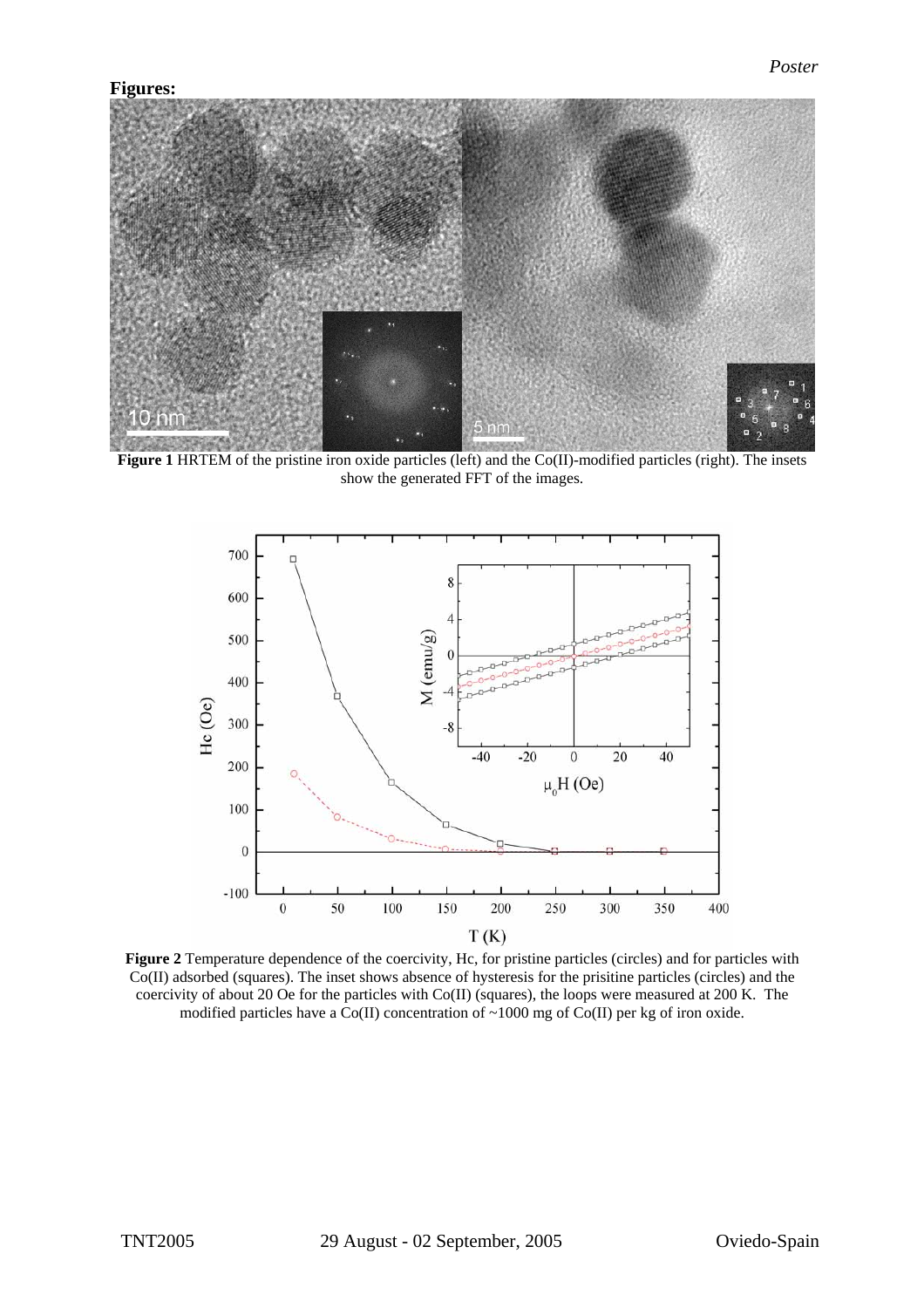**Figures:**

10 nm

5 nm

1 2 3 4 5 6 7 8

**Figure 1** HRTEM of the pristine iron oxide particles (left) and the Co(II)-modified particles (right). The insets show the generated FFT of the images.

Hc (Oe)

700
600
500
400
300
200
100
0
-100

0 50 100 150 200 250 300 350 400

T (K)

M (emu/g)

8
4
0
-4
-8

-40 -20 0 20 40

$\mu_0$H (Oe)

**Figure 2** Temperature dependence of the coercivity, Hc, for pristine particles (circles) and for particles with Co(II) adsorbed (squares). The inset shows absence of hysteresis for the prisitine particles (circles) and the coercivity of about 20 Oe for the particles with Co(II) (squares), the loops were measured at 200 K. The modified particles have a Co(II) concentration of ~1000 mg of Co(II) per kg of iron oxide.